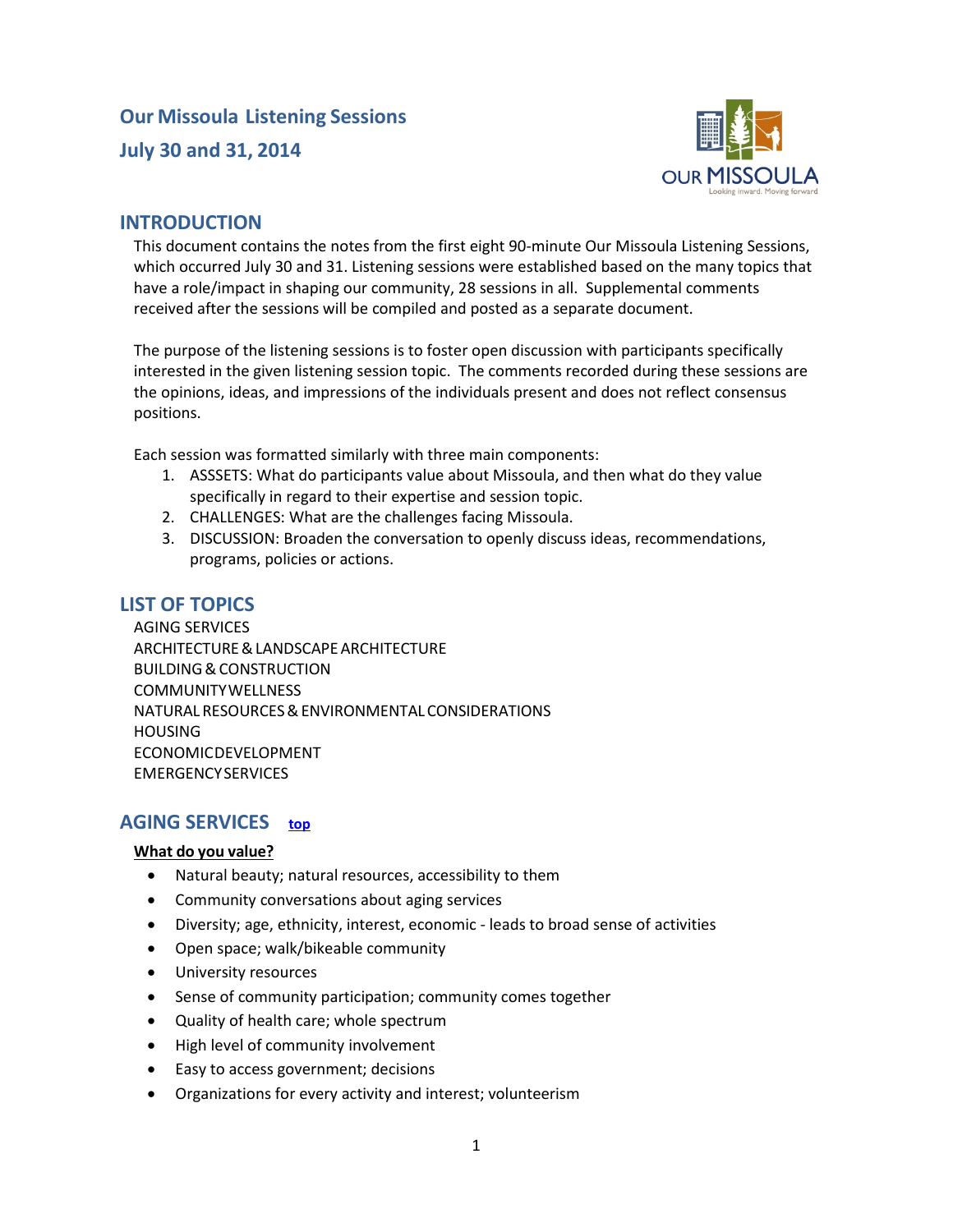# Our Missoula Listening Sessions
# July 30 and 31, 2014

## INTRODUCTION

This document contains the notes from the first eight 90-minute Our Missoula Listening Sessions, which occurred July 30 and 31. Listening sessions were established based on the many topics that have a role/impact in shaping our community, 28 sessions in all. Supplemental comments received after the sessions will be compiled and posted as a separate document.

The purpose of the listening sessions is to foster open discussion with participants specifically interested in the given listening session topic. The comments recorded during these sessions are the opinions, ideas, and impressions of the individuals present and does not reflect consensus positions.

Each session was formatted similarly with three main components:

1. ASSSETS: What do participants value about Missoula, and then what do they value specifically in regard to their expertise and session topic.
2. CHALLENGES: What are the challenges facing Missoula.
3. DISCUSSION: Broaden the conversation to openly discuss ideas, recommendations, programs, policies or actions.

## LIST OF TOPICS

AGING SERVICES
ARCHITECTURE & LANDSCAPE ARCHITECTURE
BUILDING & CONSTRUCTION
COMMUNITY WELLNESS
NATURAL RESOURCES & ENVIRONMENTAL CONSIDERATIONS
HOUSING
ECONOMIC DEVELOPMENT
EMERGENCY SERVICES

## AGING SERVICES top

**What do you value?**

- Natural beauty; natural resources, accessibility to them
- Community conversations about aging services
- Diversity; age, ethnicity, interest, economic - leads to broad sense of activities
- Open space; walk/bikeable community
- University resources
- Sense of community participation; community comes together
- Quality of health care; whole spectrum
- High level of community involvement
- Easy to access government; decisions
- Organizations for every activity and interest; volunteerism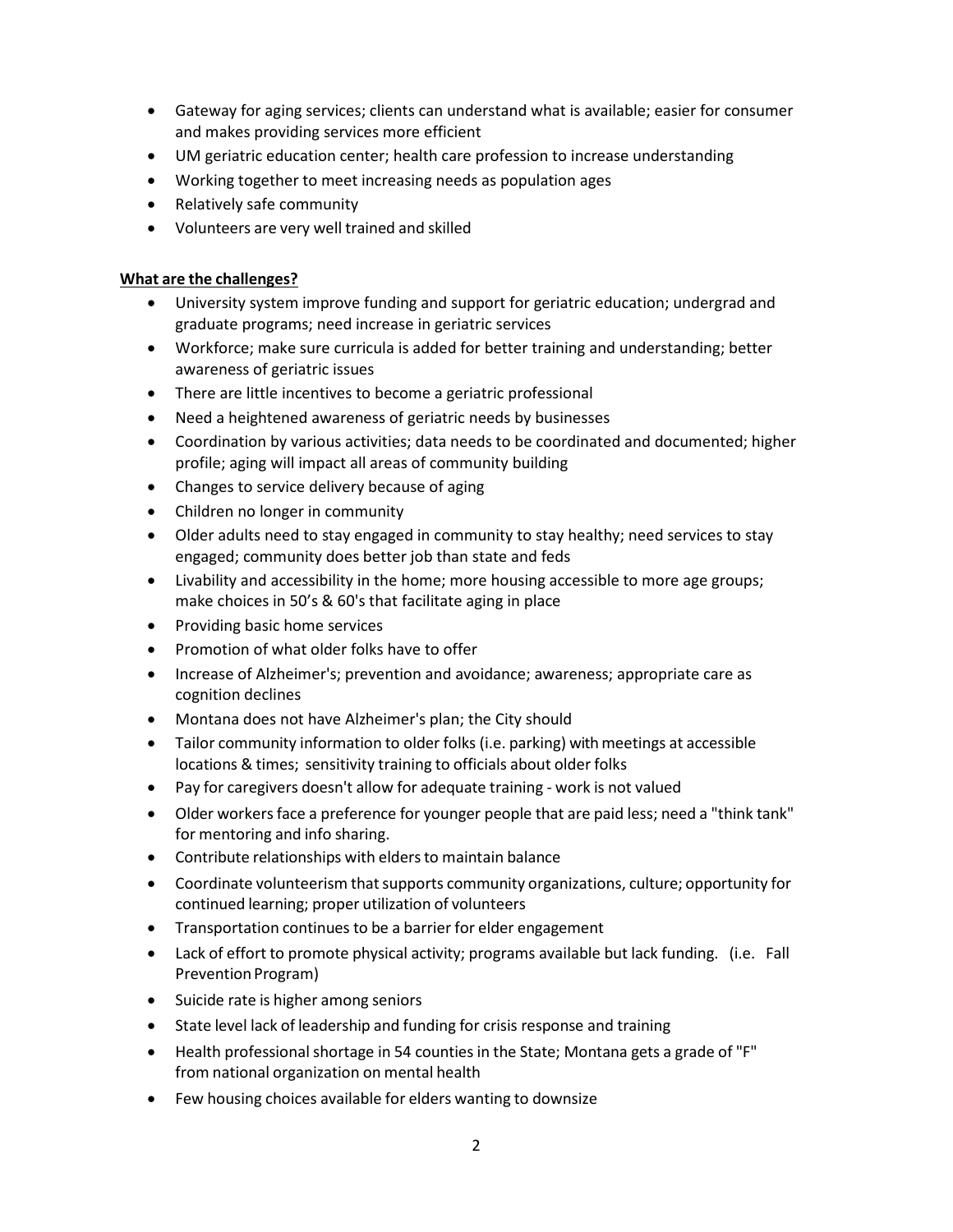- Gateway for aging services; clients can understand what is available; easier for consumer and makes providing services more efficient
- UM geriatric education center; health care profession to increase understanding
- Working together to meet increasing needs as population ages
- Relatively safe community
- Volunteers are very well trained and skilled

**What are the challenges?**

- University system improve funding and support for geriatric education; undergrad and graduate programs; need increase in geriatric services
- Workforce; make sure curricula is added for better training and understanding; better awareness of geriatric issues
- There are little incentives to become a geriatric professional
- Need a heightened awareness of geriatric needs by businesses
- Coordination by various activities; data needs to be coordinated and documented; higher profile; aging will impact all areas of community building
- Changes to service delivery because of aging
- Children no longer in community
- Older adults need to stay engaged in community to stay healthy; need services to stay engaged; community does better job than state and feds
- Livability and accessibility in the home; more housing accessible to more age groups; make choices in 50's & 60's that facilitate aging in place
- Providing basic home services
- Promotion of what older folks have to offer
- Increase of Alzheimer's; prevention and avoidance; awareness; appropriate care as cognition declines
- Montana does not have Alzheimer's plan; the City should
- Tailor community information to older folks (i.e. parking) with meetings at accessible locations & times; sensitivity training to officials about older folks
- Pay for caregivers doesn't allow for adequate training - work is not valued
- Older workers face a preference for younger people that are paid less; need a "think tank" for mentoring and info sharing.
- Contribute relationships with elders to maintain balance
- Coordinate volunteerism that supports community organizations, culture; opportunity for continued learning; proper utilization of volunteers
- Transportation continues to be a barrier for elder engagement
- Lack of effort to promote physical activity; programs available but lack funding. (i.e. Fall Prevention Program)
- Suicide rate is higher among seniors
- State level lack of leadership and funding for crisis response and training
- Health professional shortage in 54 counties in the State; Montana gets a grade of "F" from national organization on mental health
- Few housing choices available for elders wanting to downsize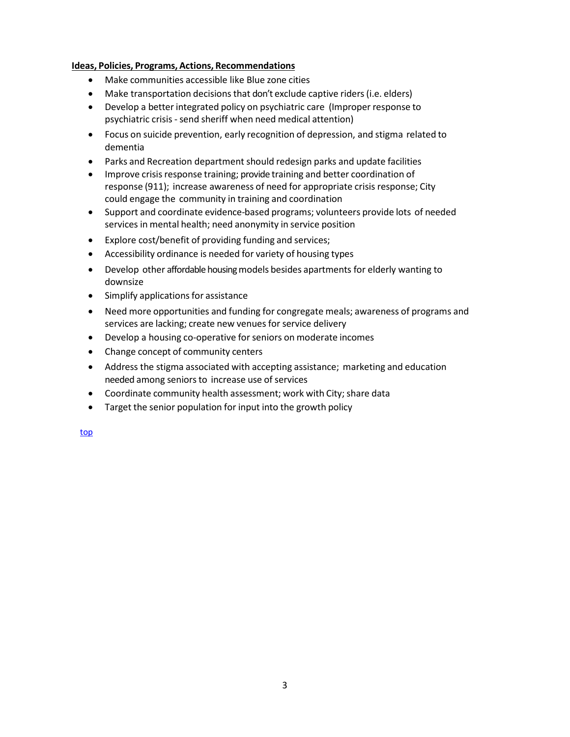**Ideas, Policies, Programs, Actions, Recommendations**

- Make communities accessible like Blue zone cities
- Make transportation decisions that don't exclude captive riders (i.e. elders)
- Develop a better integrated policy on psychiatric care (Improper response to psychiatric crisis - send sheriff when need medical attention)
- Focus on suicide prevention, early recognition of depression, and stigma related to dementia
- Parks and Recreation department should redesign parks and update facilities
- Improve crisis response training; provide training and better coordination of response (911); increase awareness of need for appropriate crisis response; City could engage the community in training and coordination
- Support and coordinate evidence-based programs; volunteers provide lots of needed services in mental health; need anonymity in service position
- Explore cost/benefit of providing funding and services;
- Accessibility ordinance is needed for variety of housing types
- Develop other affordable housing models besides apartments for elderly wanting to downsize
- Simplify applications for assistance
- Need more opportunities and funding for congregate meals; awareness of programs and services are lacking; create new venues for service delivery
- Develop a housing co-operative for seniors on moderate incomes
- Change concept of community centers
- Address the stigma associated with accepting assistance; marketing and education needed among seniors to increase use of services
- Coordinate community health assessment; work with City; share data
- Target the senior population for input into the growth policy

top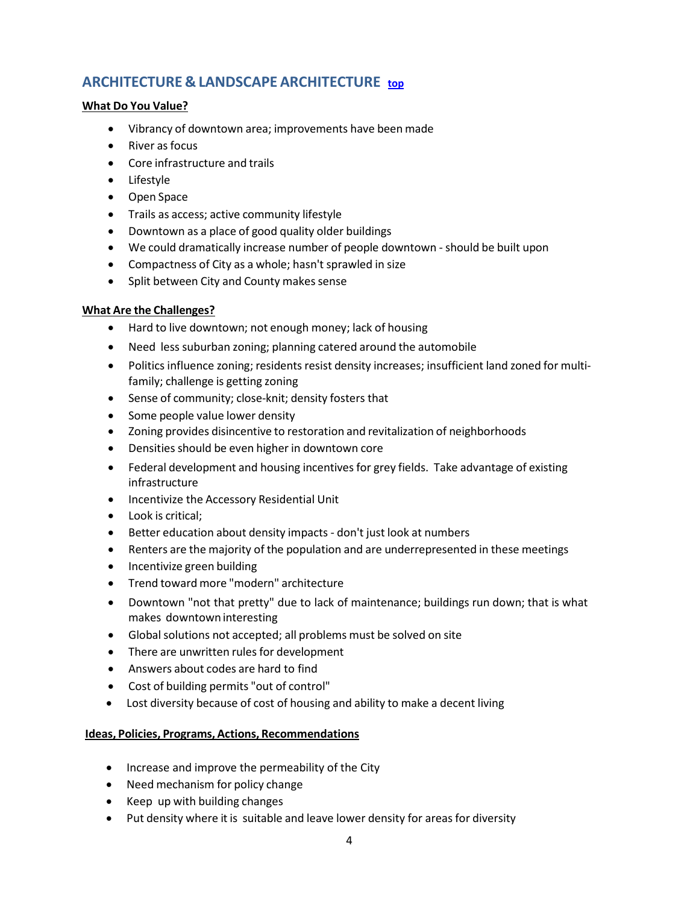## ARCHITECTURE & LANDSCAPE ARCHITECTURE top

**What Do You Value?**

- Vibrancy of downtown area; improvements have been made
- River as focus
- Core infrastructure and trails
- Lifestyle
- Open Space
- Trails as access; active community lifestyle
- Downtown as a place of good quality older buildings
- We could dramatically increase number of people downtown - should be built upon
- Compactness of City as a whole; hasn't sprawled in size
- Split between City and County makes sense

**What Are the Challenges?**

- Hard to live downtown; not enough money; lack of housing
- Need less suburban zoning; planning catered around the automobile
- Politics influence zoning; residents resist density increases; insufficient land zoned for multi-family; challenge is getting zoning
- Sense of community; close-knit; density fosters that
- Some people value lower density
- Zoning provides disincentive to restoration and revitalization of neighborhoods
- Densities should be even higher in downtown core
- Federal development and housing incentives for grey fields. Take advantage of existing infrastructure
- Incentivize the Accessory Residential Unit
- Look is critical;
- Better education about density impacts - don't just look at numbers
- Renters are the majority of the population and are underrepresented in these meetings
- Incentivize green building
- Trend toward more "modern" architecture
- Downtown "not that pretty" due to lack of maintenance; buildings run down; that is what makes downtown interesting
- Global solutions not accepted; all problems must be solved on site
- There are unwritten rules for development
- Answers about codes are hard to find
- Cost of building permits "out of control"
- Lost diversity because of cost of housing and ability to make a decent living

**Ideas, Policies, Programs, Actions, Recommendations**

- Increase and improve the permeability of the City
- Need mechanism for policy change
- Keep up with building changes
- Put density where it is suitable and leave lower density for areas for diversity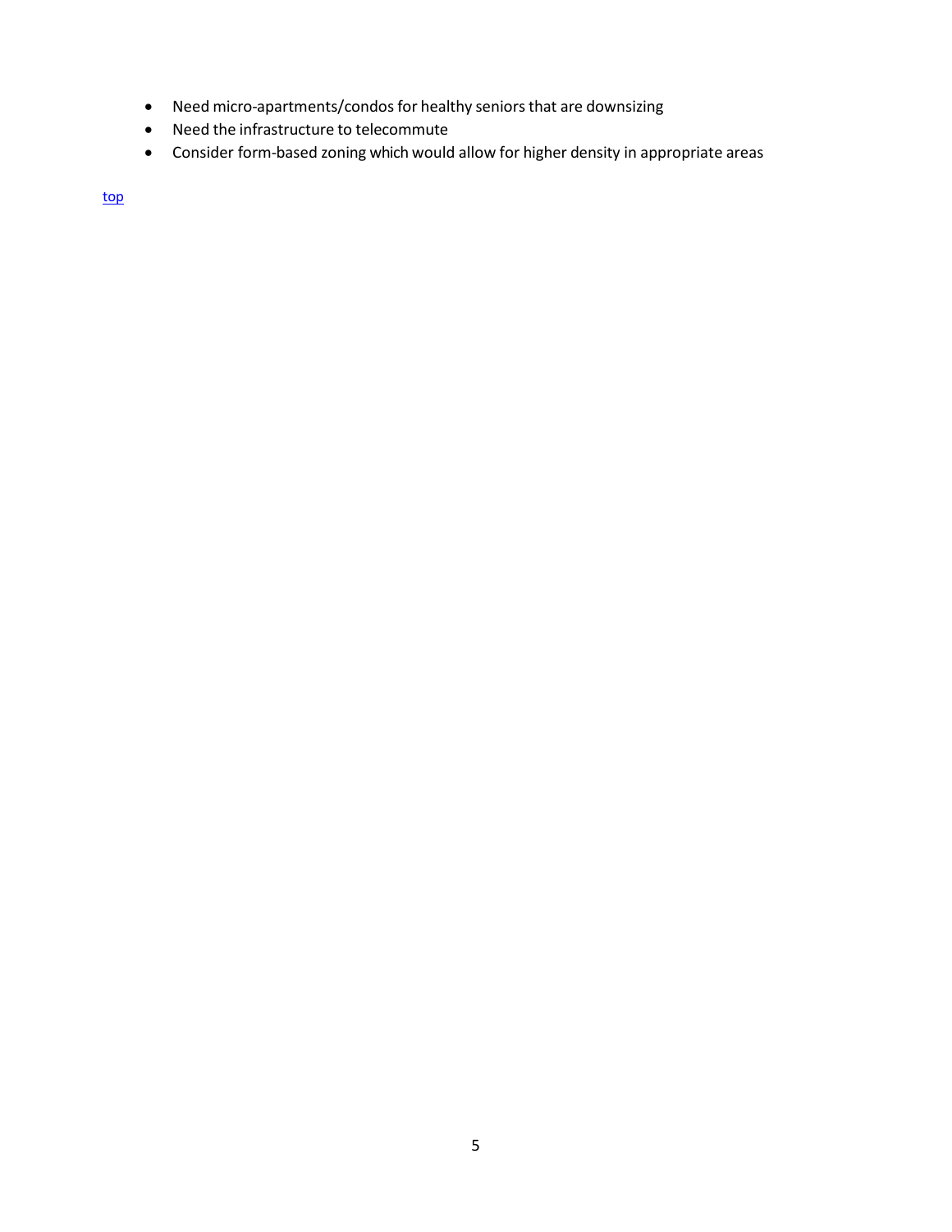- Need micro-apartments/condos for healthy seniors that are downsizing
- Need the infrastructure to telecommute
- Consider form-based zoning which would allow for higher density in appropriate areas

top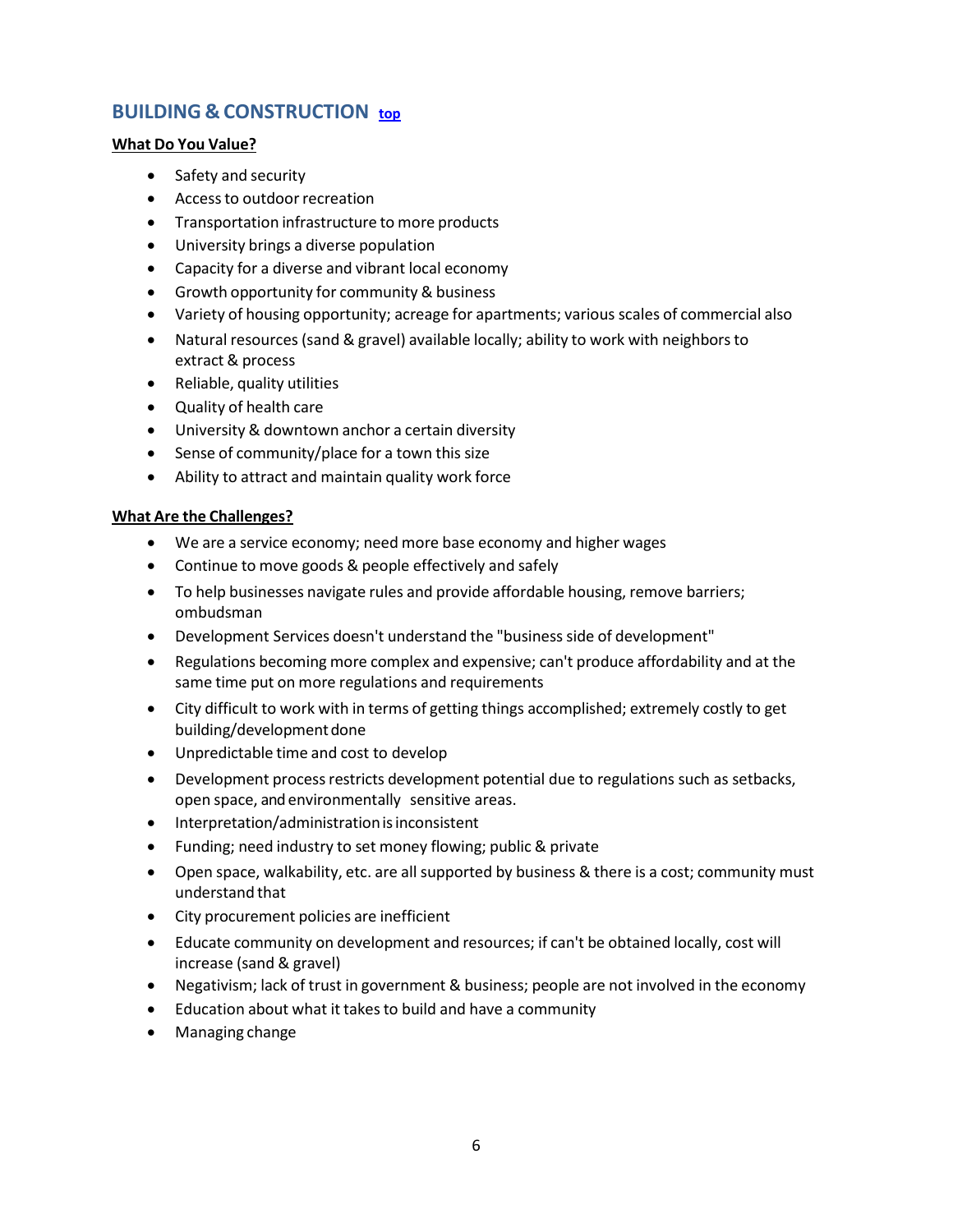## BUILDING & CONSTRUCTION [top]

**What Do You Value?**

- Safety and security
- Access to outdoor recreation
- Transportation infrastructure to more products
- University brings a diverse population
- Capacity for a diverse and vibrant local economy
- Growth opportunity for community & business
- Variety of housing opportunity; acreage for apartments; various scales of commercial also
- Natural resources (sand & gravel) available locally; ability to work with neighbors to extract & process
- Reliable, quality utilities
- Quality of health care
- University & downtown anchor a certain diversity
- Sense of community/place for a town this size
- Ability to attract and maintain quality work force

**What Are the Challenges?**

- We are a service economy; need more base economy and higher wages
- Continue to move goods & people effectively and safely
- To help businesses navigate rules and provide affordable housing, remove barriers; ombudsman
- Development Services doesn't understand the "business side of development"
- Regulations becoming more complex and expensive; can't produce affordability and at the same time put on more regulations and requirements
- City difficult to work with in terms of getting things accomplished; extremely costly to get building/development done
- Unpredictable time and cost to develop
- Development process restricts development potential due to regulations such as setbacks, open space, and environmentally sensitive areas.
- Interpretation/administration is inconsistent
- Funding; need industry to set money flowing; public & private
- Open space, walkability, etc. are all supported by business & there is a cost; community must understand that
- City procurement policies are inefficient
- Educate community on development and resources; if can't be obtained locally, cost will increase (sand & gravel)
- Negativism; lack of trust in government & business; people are not involved in the economy
- Education about what it takes to build and have a community
- Managing change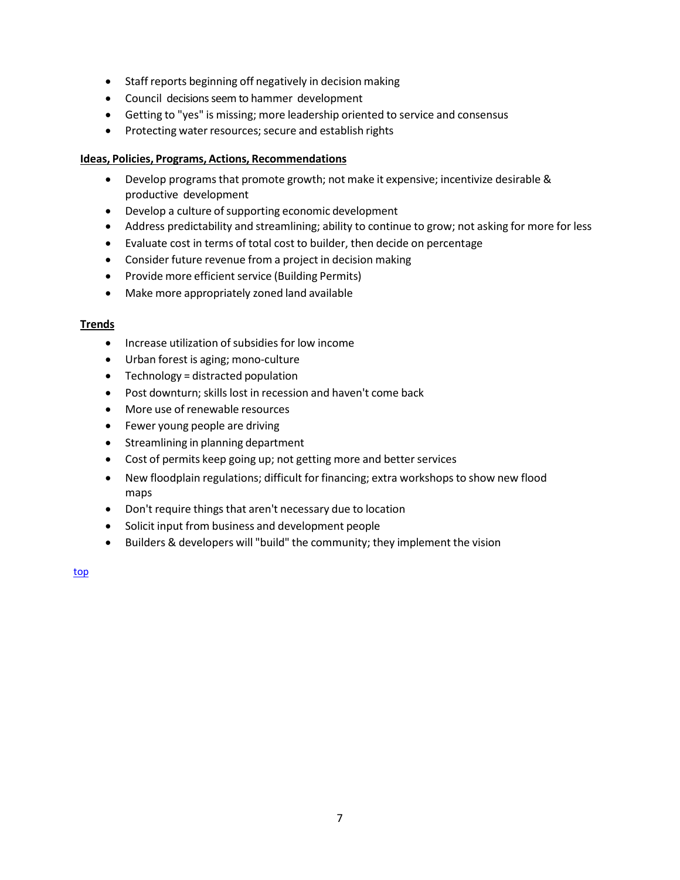- Staff reports beginning off negatively in decision making
- Council decisions seem to hammer development
- Getting to "yes" is missing; more leadership oriented to service and consensus
- Protecting water resources; secure and establish rights

**Ideas, Policies, Programs, Actions, Recommendations**

- Develop programs that promote growth; not make it expensive; incentivize desirable & productive development
- Develop a culture of supporting economic development
- Address predictability and streamlining; ability to continue to grow; not asking for more for less
- Evaluate cost in terms of total cost to builder, then decide on percentage
- Consider future revenue from a project in decision making
- Provide more efficient service (Building Permits)
- Make more appropriately zoned land available

**Trends**

- Increase utilization of subsidies for low income
- Urban forest is aging; mono-culture
- Technology = distracted population
- Post downturn; skills lost in recession and haven't come back
- More use of renewable resources
- Fewer young people are driving
- Streamlining in planning department
- Cost of permits keep going up; not getting more and better services
- New floodplain regulations; difficult for financing; extra workshops to show new flood maps
- Don't require things that aren't necessary due to location
- Solicit input from business and development people
- Builders & developers will "build" the community; they implement the vision

top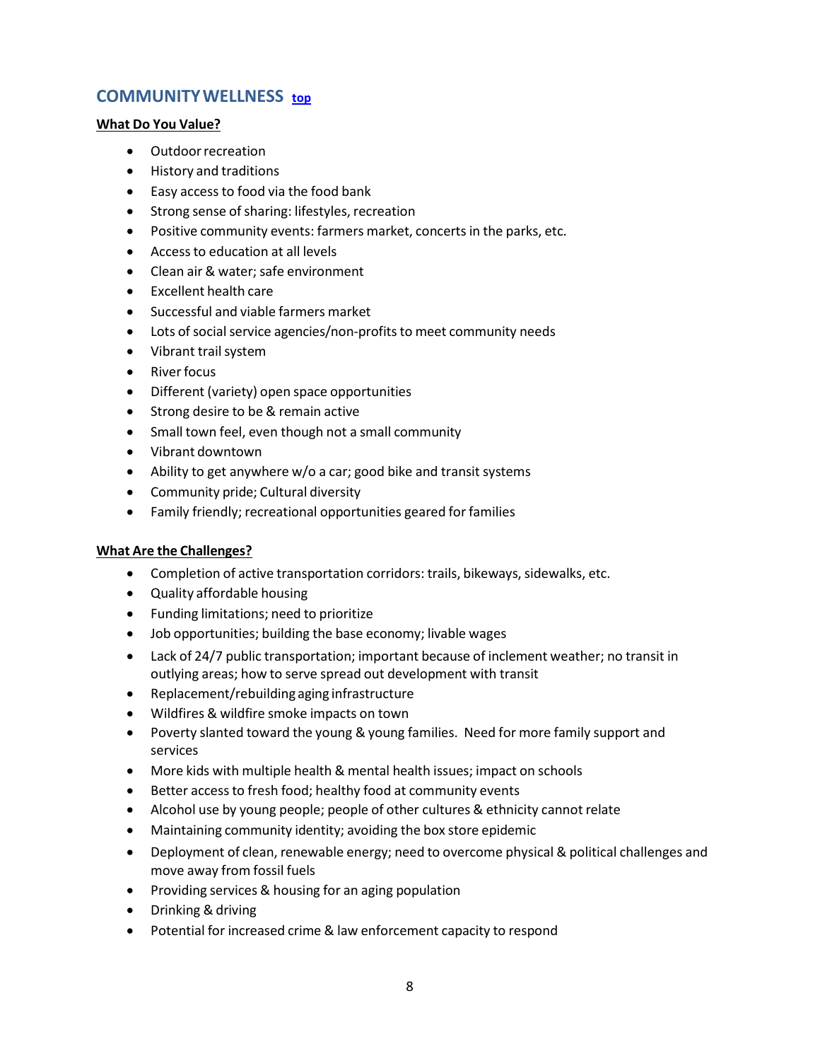## COMMUNITY WELLNESS [top]

**What Do You Value?**

- Outdoor recreation
- History and traditions
- Easy access to food via the food bank
- Strong sense of sharing: lifestyles, recreation
- Positive community events: farmers market, concerts in the parks, etc.
- Access to education at all levels
- Clean air & water; safe environment
- Excellent health care
- Successful and viable farmers market
- Lots of social service agencies/non-profits to meet community needs
- Vibrant trail system
- River focus
- Different (variety) open space opportunities
- Strong desire to be & remain active
- Small town feel, even though not a small community
- Vibrant downtown
- Ability to get anywhere w/o a car; good bike and transit systems
- Community pride; Cultural diversity
- Family friendly; recreational opportunities geared for families

**What Are the Challenges?**

- Completion of active transportation corridors: trails, bikeways, sidewalks, etc.
- Quality affordable housing
- Funding limitations; need to prioritize
- Job opportunities; building the base economy; livable wages
- Lack of 24/7 public transportation; important because of inclement weather; no transit in outlying areas; how to serve spread out development with transit
- Replacement/rebuilding aging infrastructure
- Wildfires & wildfire smoke impacts on town
- Poverty slanted toward the young & young families. Need for more family support and services
- More kids with multiple health & mental health issues; impact on schools
- Better access to fresh food; healthy food at community events
- Alcohol use by young people; people of other cultures & ethnicity cannot relate
- Maintaining community identity; avoiding the box store epidemic
- Deployment of clean, renewable energy; need to overcome physical & political challenges and move away from fossil fuels
- Providing services & housing for an aging population
- Drinking & driving
- Potential for increased crime & law enforcement capacity to respond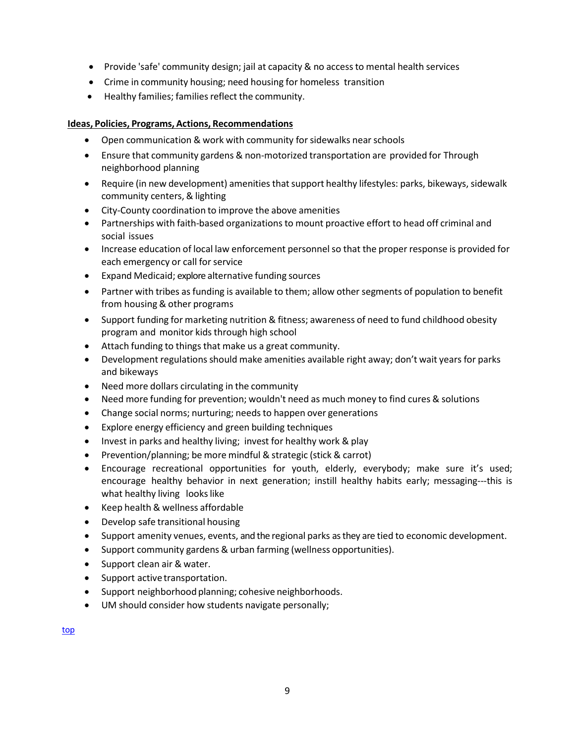- Provide 'safe' community design; jail at capacity & no access to mental health services
- Crime in community housing; need housing for homeless transition
- Healthy families; families reflect the community.

**Ideas, Policies, Programs, Actions, Recommendations**

- Open communication & work with community for sidewalks near schools
- Ensure that community gardens & non-motorized transportation are provided for Through neighborhood planning
- Require (in new development) amenities that support healthy lifestyles: parks, bikeways, sidewalk community centers, & lighting
- City-County coordination to improve the above amenities
- Partnerships with faith-based organizations to mount proactive effort to head off criminal and social issues
- Increase education of local law enforcement personnel so that the proper response is provided for each emergency or call for service
- Expand Medicaid; explore alternative funding sources
- Partner with tribes as funding is available to them; allow other segments of population to benefit from housing & other programs
- Support funding for marketing nutrition & fitness; awareness of need to fund childhood obesity program and monitor kids through high school
- Attach funding to things that make us a great community.
- Development regulations should make amenities available right away; don't wait years for parks and bikeways
- Need more dollars circulating in the community
- Need more funding for prevention; wouldn't need as much money to find cures & solutions
- Change social norms; nurturing; needs to happen over generations
- Explore energy efficiency and green building techniques
- Invest in parks and healthy living; invest for healthy work & play
- Prevention/planning; be more mindful & strategic (stick & carrot)
- Encourage recreational opportunities for youth, elderly, everybody; make sure it's used; encourage healthy behavior in next generation; instill healthy habits early; messaging---this is what healthy living looks like
- Keep health & wellness affordable
- Develop safe transitional housing
- Support amenity venues, events, and the regional parks as they are tied to economic development.
- Support community gardens & urban farming (wellness opportunities).
- Support clean air & water.
- Support active transportation.
- Support neighborhood planning; cohesive neighborhoods.
- UM should consider how students navigate personally;

top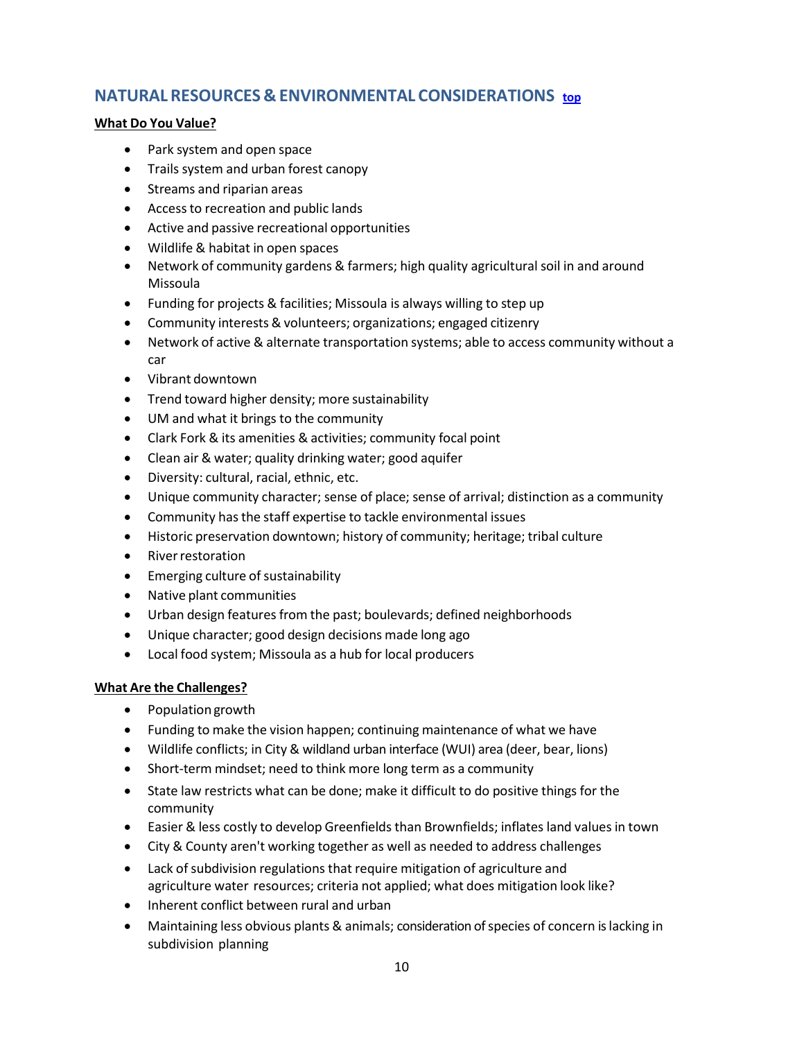## NATURAL RESOURCES & ENVIRONMENTAL CONSIDERATIONS [top]

**What Do You Value?**

- Park system and open space
- Trails system and urban forest canopy
- Streams and riparian areas
- Access to recreation and public lands
- Active and passive recreational opportunities
- Wildlife & habitat in open spaces
- Network of community gardens & farmers; high quality agricultural soil in and around Missoula
- Funding for projects & facilities; Missoula is always willing to step up
- Community interests & volunteers; organizations; engaged citizenry
- Network of active & alternate transportation systems; able to access community without a car
- Vibrant downtown
- Trend toward higher density; more sustainability
- UM and what it brings to the community
- Clark Fork & its amenities & activities; community focal point
- Clean air & water; quality drinking water; good aquifer
- Diversity: cultural, racial, ethnic, etc.
- Unique community character; sense of place; sense of arrival; distinction as a community
- Community has the staff expertise to tackle environmental issues
- Historic preservation downtown; history of community; heritage; tribal culture
- River restoration
- Emerging culture of sustainability
- Native plant communities
- Urban design features from the past; boulevards; defined neighborhoods
- Unique character; good design decisions made long ago
- Local food system; Missoula as a hub for local producers

**What Are the Challenges?**

- Population growth
- Funding to make the vision happen; continuing maintenance of what we have
- Wildlife conflicts; in City & wildland urban interface (WUI) area (deer, bear, lions)
- Short-term mindset; need to think more long term as a community
- State law restricts what can be done; make it difficult to do positive things for the community
- Easier & less costly to develop Greenfields than Brownfields; inflates land values in town
- City & County aren't working together as well as needed to address challenges
- Lack of subdivision regulations that require mitigation of agriculture and agriculture water resources; criteria not applied; what does mitigation look like?
- Inherent conflict between rural and urban
- Maintaining less obvious plants & animals; consideration of species of concern is lacking in subdivision planning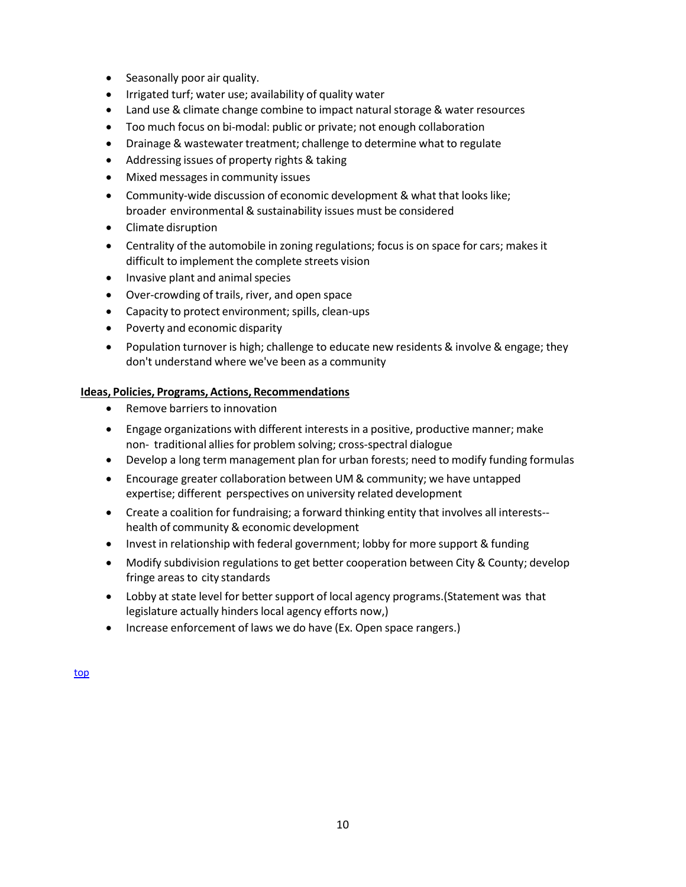- Seasonally poor air quality.
- Irrigated turf; water use; availability of quality water
- Land use & climate change combine to impact natural storage & water resources
- Too much focus on bi-modal: public or private; not enough collaboration
- Drainage & wastewater treatment; challenge to determine what to regulate
- Addressing issues of property rights & taking
- Mixed messages in community issues
- Community-wide discussion of economic development & what that looks like; broader environmental & sustainability issues must be considered
- Climate disruption
- Centrality of the automobile in zoning regulations; focus is on space for cars; makes it difficult to implement the complete streets vision
- Invasive plant and animal species
- Over-crowding of trails, river, and open space
- Capacity to protect environment; spills, clean-ups
- Poverty and economic disparity
- Population turnover is high; challenge to educate new residents & involve & engage; they don't understand where we've been as a community

**Ideas, Policies, Programs, Actions, Recommendations**

- Remove barriers to innovation
- Engage organizations with different interests in a positive, productive manner; make non- traditional allies for problem solving; cross-spectral dialogue
- Develop a long term management plan for urban forests; need to modify funding formulas
- Encourage greater collaboration between UM & community; we have untapped expertise; different perspectives on university related development
- Create a coalition for fundraising; a forward thinking entity that involves all interests-- health of community & economic development
- Invest in relationship with federal government; lobby for more support & funding
- Modify subdivision regulations to get better cooperation between City & County; develop fringe areas to city standards
- Lobby at state level for better support of local agency programs.(Statement was that legislature actually hinders local agency efforts now,)
- Increase enforcement of laws we do have (Ex. Open space rangers.)

top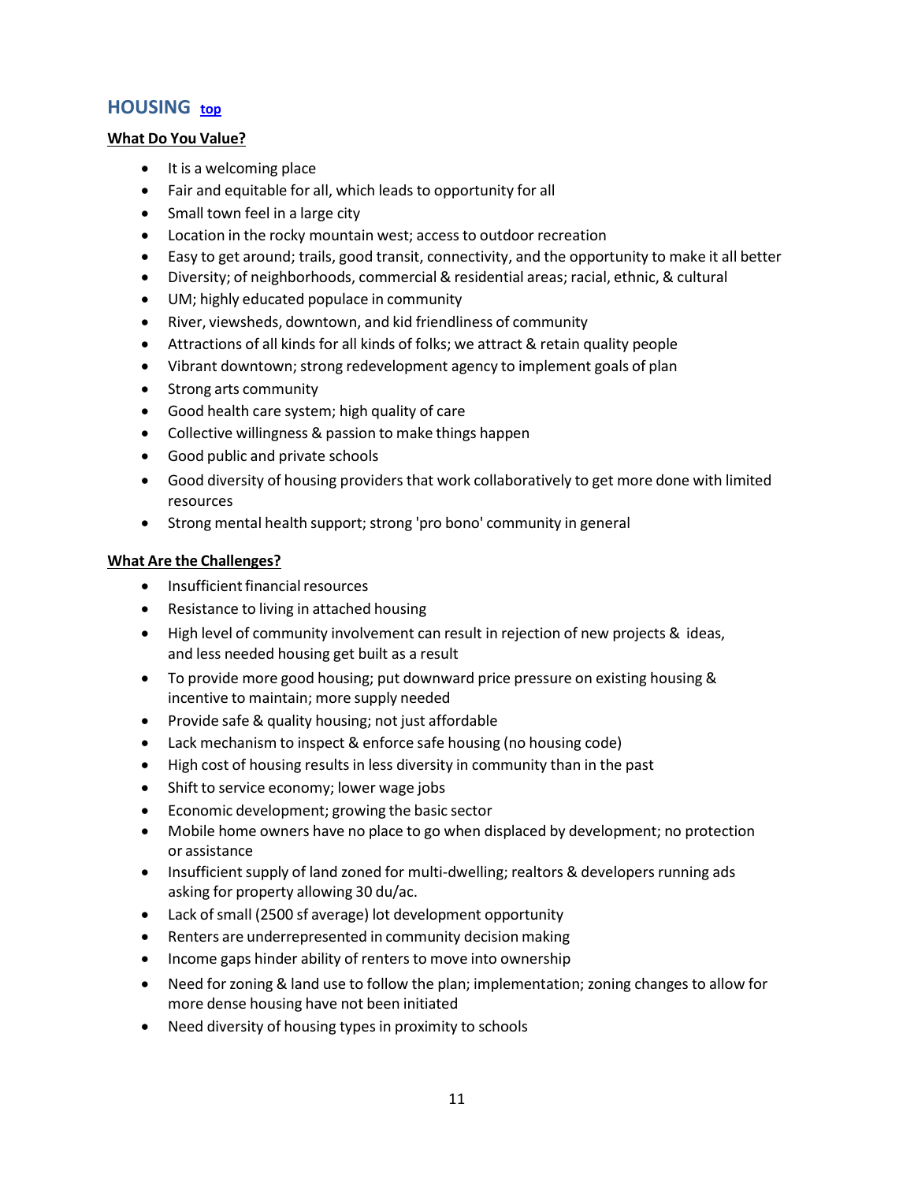## HOUSING [top]

**What Do You Value?**

- It is a welcoming place
- Fair and equitable for all, which leads to opportunity for all
- Small town feel in a large city
- Location in the rocky mountain west; access to outdoor recreation
- Easy to get around; trails, good transit, connectivity, and the opportunity to make it all better
- Diversity; of neighborhoods, commercial & residential areas; racial, ethnic, & cultural
- UM; highly educated populace in community
- River, viewsheds, downtown, and kid friendliness of community
- Attractions of all kinds for all kinds of folks; we attract & retain quality people
- Vibrant downtown; strong redevelopment agency to implement goals of plan
- Strong arts community
- Good health care system; high quality of care
- Collective willingness & passion to make things happen
- Good public and private schools
- Good diversity of housing providers that work collaboratively to get more done with limited resources
- Strong mental health support; strong 'pro bono' community in general

**What Are the Challenges?**

- Insufficient financial resources
- Resistance to living in attached housing
- High level of community involvement can result in rejection of new projects & ideas, and less needed housing get built as a result
- To provide more good housing; put downward price pressure on existing housing & incentive to maintain; more supply needed
- Provide safe & quality housing; not just affordable
- Lack mechanism to inspect & enforce safe housing (no housing code)
- High cost of housing results in less diversity in community than in the past
- Shift to service economy; lower wage jobs
- Economic development; growing the basic sector
- Mobile home owners have no place to go when displaced by development; no protection or assistance
- Insufficient supply of land zoned for multi-dwelling; realtors & developers running ads asking for property allowing 30 du/ac.
- Lack of small (2500 sf average) lot development opportunity
- Renters are underrepresented in community decision making
- Income gaps hinder ability of renters to move into ownership
- Need for zoning & land use to follow the plan; implementation; zoning changes to allow for more dense housing have not been initiated
- Need diversity of housing types in proximity to schools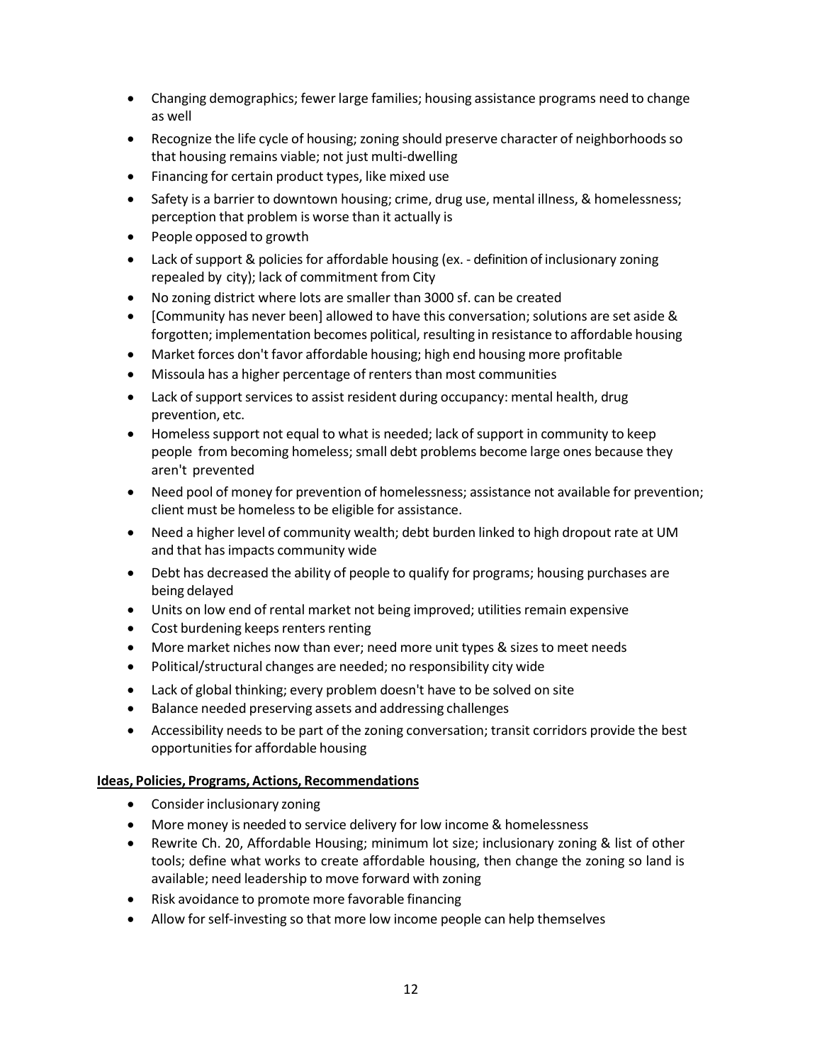- Changing demographics; fewer large families; housing assistance programs need to change as well
- Recognize the life cycle of housing; zoning should preserve character of neighborhoods so that housing remains viable; not just multi-dwelling
- Financing for certain product types, like mixed use
- Safety is a barrier to downtown housing; crime, drug use, mental illness, & homelessness; perception that problem is worse than it actually is
- People opposed to growth
- Lack of support & policies for affordable housing (ex. - definition of inclusionary zoning repealed by city); lack of commitment from City
- No zoning district where lots are smaller than 3000 sf. can be created
- [Community has never been] allowed to have this conversation; solutions are set aside & forgotten; implementation becomes political, resulting in resistance to affordable housing
- Market forces don't favor affordable housing; high end housing more profitable
- Missoula has a higher percentage of renters than most communities
- Lack of support services to assist resident during occupancy: mental health, drug prevention, etc.
- Homeless support not equal to what is needed; lack of support in community to keep people from becoming homeless; small debt problems become large ones because they aren't prevented
- Need pool of money for prevention of homelessness; assistance not available for prevention; client must be homeless to be eligible for assistance.
- Need a higher level of community wealth; debt burden linked to high dropout rate at UM and that has impacts community wide
- Debt has decreased the ability of people to qualify for programs; housing purchases are being delayed
- Units on low end of rental market not being improved; utilities remain expensive
- Cost burdening keeps renters renting
- More market niches now than ever; need more unit types & sizes to meet needs
- Political/structural changes are needed; no responsibility city wide
- Lack of global thinking; every problem doesn't have to be solved on site
- Balance needed preserving assets and addressing challenges
- Accessibility needs to be part of the zoning conversation; transit corridors provide the best opportunities for affordable housing

**Ideas, Policies, Programs, Actions, Recommendations**

- Consider inclusionary zoning
- More money is needed to service delivery for low income & homelessness
- Rewrite Ch. 20, Affordable Housing; minimum lot size; inclusionary zoning & list of other tools; define what works to create affordable housing, then change the zoning so land is available; need leadership to move forward with zoning
- Risk avoidance to promote more favorable financing
- Allow for self-investing so that more low income people can help themselves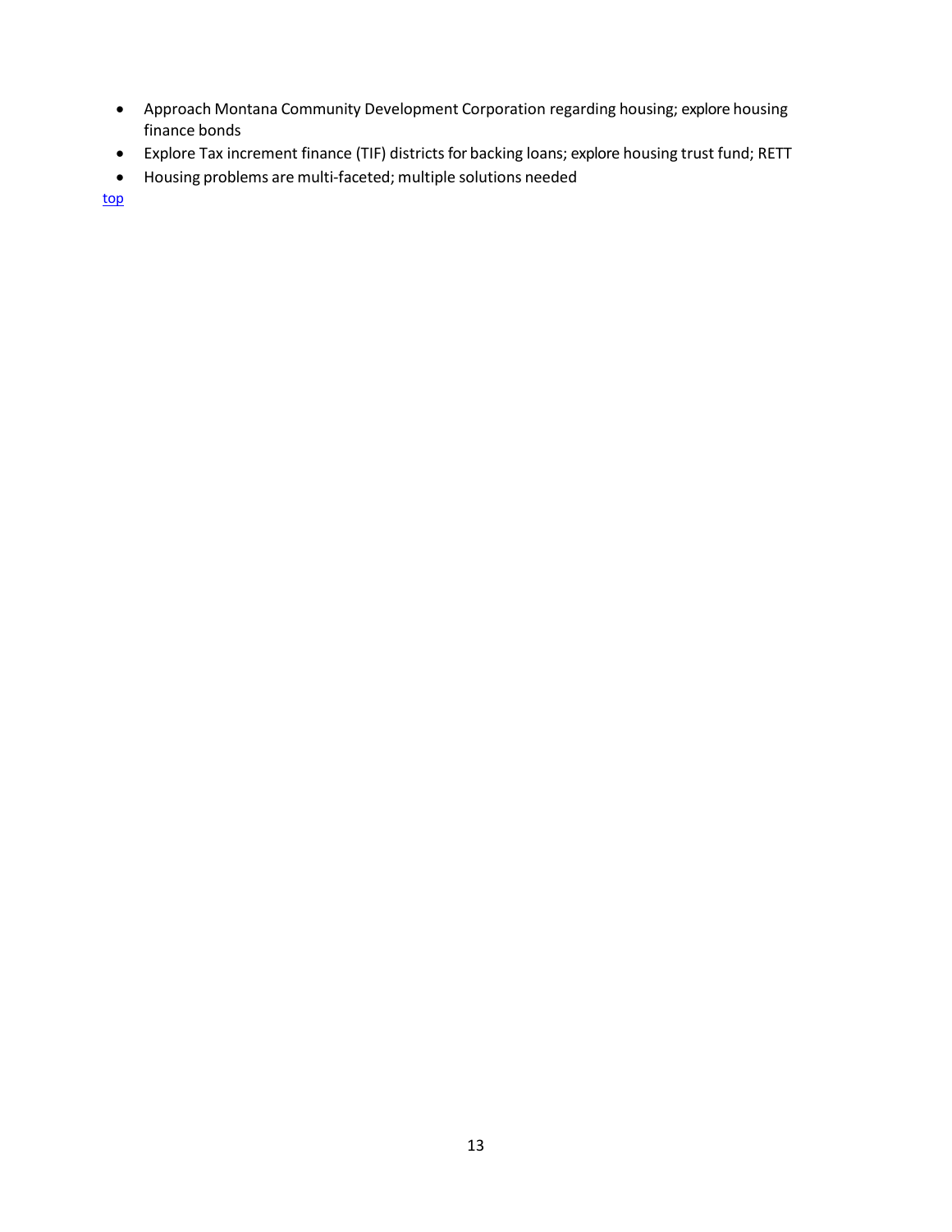- Approach Montana Community Development Corporation regarding housing; explore housing finance bonds
- Explore Tax increment finance (TIF) districts for backing loans; explore housing trust fund; RETT
- Housing problems are multi-faceted; multiple solutions needed

top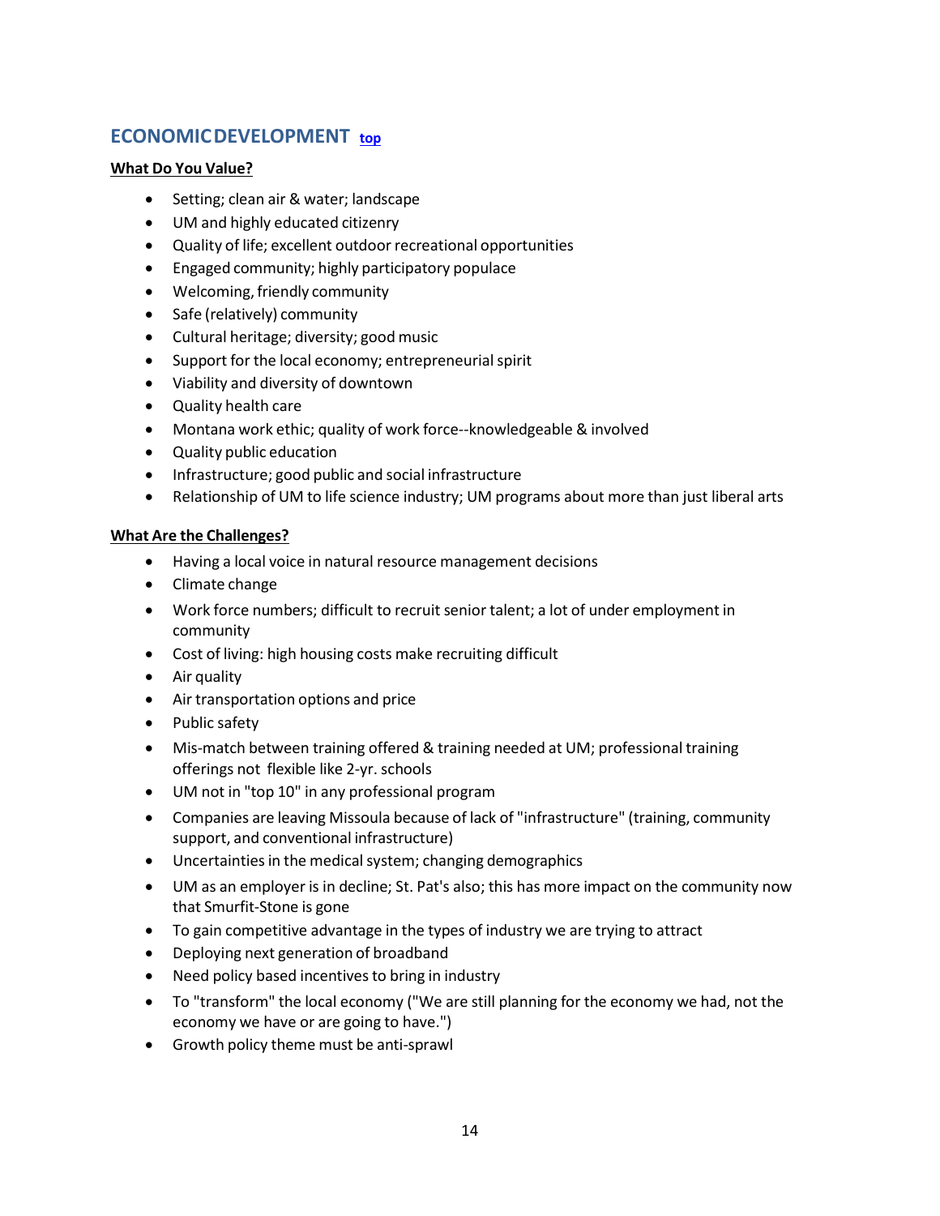## ECONOMIC DEVELOPMENT [top]

**What Do You Value?**

- Setting; clean air & water; landscape
- UM and highly educated citizenry
- Quality of life; excellent outdoor recreational opportunities
- Engaged community; highly participatory populace
- Welcoming, friendly community
- Safe (relatively) community
- Cultural heritage; diversity; good music
- Support for the local economy; entrepreneurial spirit
- Viability and diversity of downtown
- Quality health care
- Montana work ethic; quality of work force--knowledgeable & involved
- Quality public education
- Infrastructure; good public and social infrastructure
- Relationship of UM to life science industry; UM programs about more than just liberal arts

**What Are the Challenges?**

- Having a local voice in natural resource management decisions
- Climate change
- Work force numbers; difficult to recruit senior talent; a lot of under employment in community
- Cost of living: high housing costs make recruiting difficult
- Air quality
- Air transportation options and price
- Public safety
- Mis-match between training offered & training needed at UM; professional training offerings not flexible like 2-yr. schools
- UM not in "top 10" in any professional program
- Companies are leaving Missoula because of lack of "infrastructure" (training, community support, and conventional infrastructure)
- Uncertainties in the medical system; changing demographics
- UM as an employer is in decline; St. Pat's also; this has more impact on the community now that Smurfit-Stone is gone
- To gain competitive advantage in the types of industry we are trying to attract
- Deploying next generation of broadband
- Need policy based incentives to bring in industry
- To "transform" the local economy ("We are still planning for the economy we had, not the economy we have or are going to have.")
- Growth policy theme must be anti-sprawl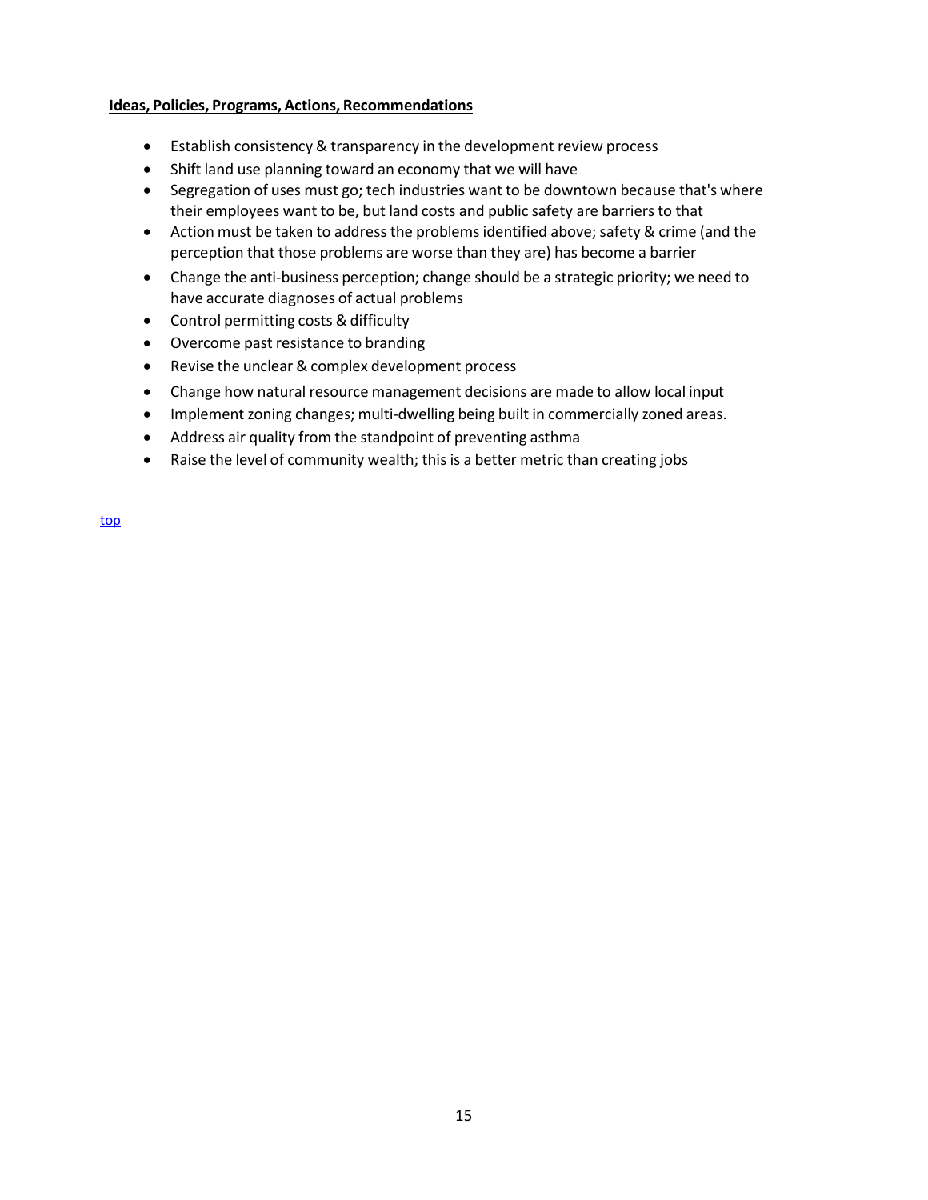**Ideas, Policies, Programs, Actions, Recommendations**

- Establish consistency & transparency in the development review process
- Shift land use planning toward an economy that we will have
- Segregation of uses must go; tech industries want to be downtown because that's where their employees want to be, but land costs and public safety are barriers to that
- Action must be taken to address the problems identified above; safety & crime (and the perception that those problems are worse than they are) has become a barrier
- Change the anti-business perception; change should be a strategic priority; we need to have accurate diagnoses of actual problems
- Control permitting costs & difficulty
- Overcome past resistance to branding
- Revise the unclear & complex development process
- Change how natural resource management decisions are made to allow local input
- Implement zoning changes; multi-dwelling being built in commercially zoned areas.
- Address air quality from the standpoint of preventing asthma
- Raise the level of community wealth; this is a better metric than creating jobs

top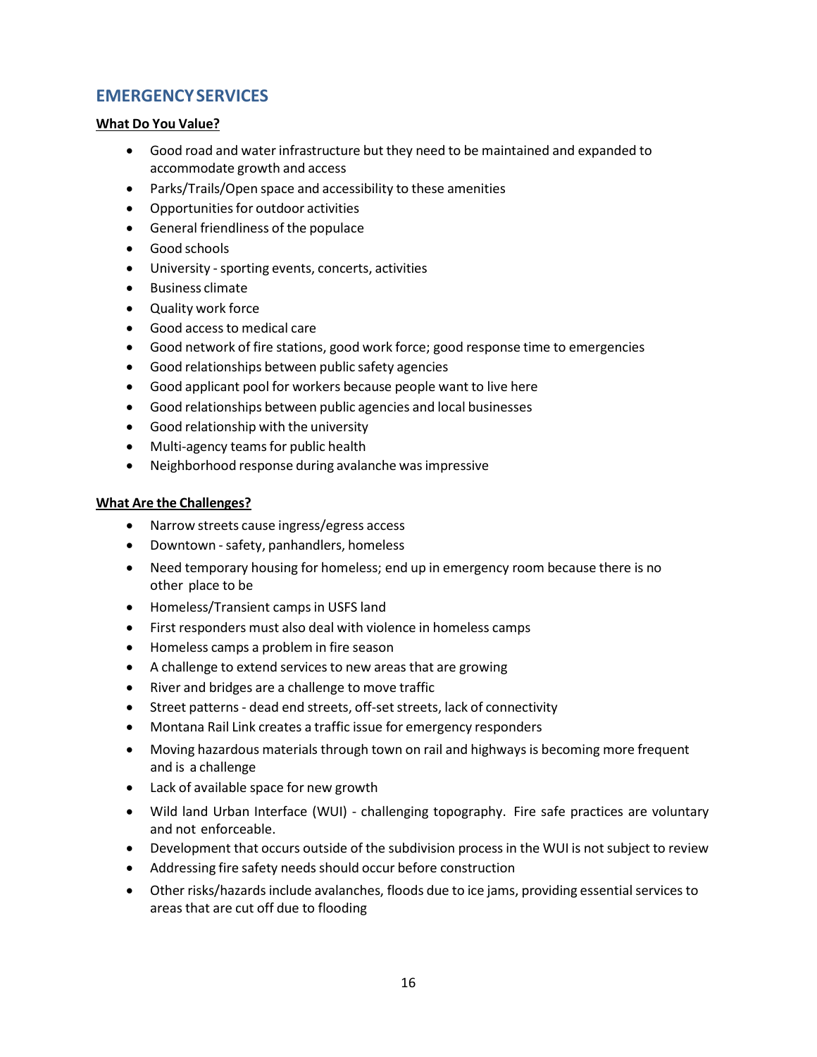## EMERGENCY SERVICES

**What Do You Value?**

- Good road and water infrastructure but they need to be maintained and expanded to accommodate growth and access
- Parks/Trails/Open space and accessibility to these amenities
- Opportunities for outdoor activities
- General friendliness of the populace
- Good schools
- University - sporting events, concerts, activities
- Business climate
- Quality work force
- Good access to medical care
- Good network of fire stations, good work force; good response time to emergencies
- Good relationships between public safety agencies
- Good applicant pool for workers because people want to live here
- Good relationships between public agencies and local businesses
- Good relationship with the university
- Multi-agency teams for public health
- Neighborhood response during avalanche was impressive

**What Are the Challenges?**

- Narrow streets cause ingress/egress access
- Downtown - safety, panhandlers, homeless
- Need temporary housing for homeless; end up in emergency room because there is no other place to be
- Homeless/Transient camps in USFS land
- First responders must also deal with violence in homeless camps
- Homeless camps a problem in fire season
- A challenge to extend services to new areas that are growing
- River and bridges are a challenge to move traffic
- Street patterns - dead end streets, off-set streets, lack of connectivity
- Montana Rail Link creates a traffic issue for emergency responders
- Moving hazardous materials through town on rail and highways is becoming more frequent and is a challenge
- Lack of available space for new growth
- Wild land Urban Interface (WUI) - challenging topography. Fire safe practices are voluntary and not enforceable.
- Development that occurs outside of the subdivision process in the WUI is not subject to review
- Addressing fire safety needs should occur before construction
- Other risks/hazards include avalanches, floods due to ice jams, providing essential services to areas that are cut off due to flooding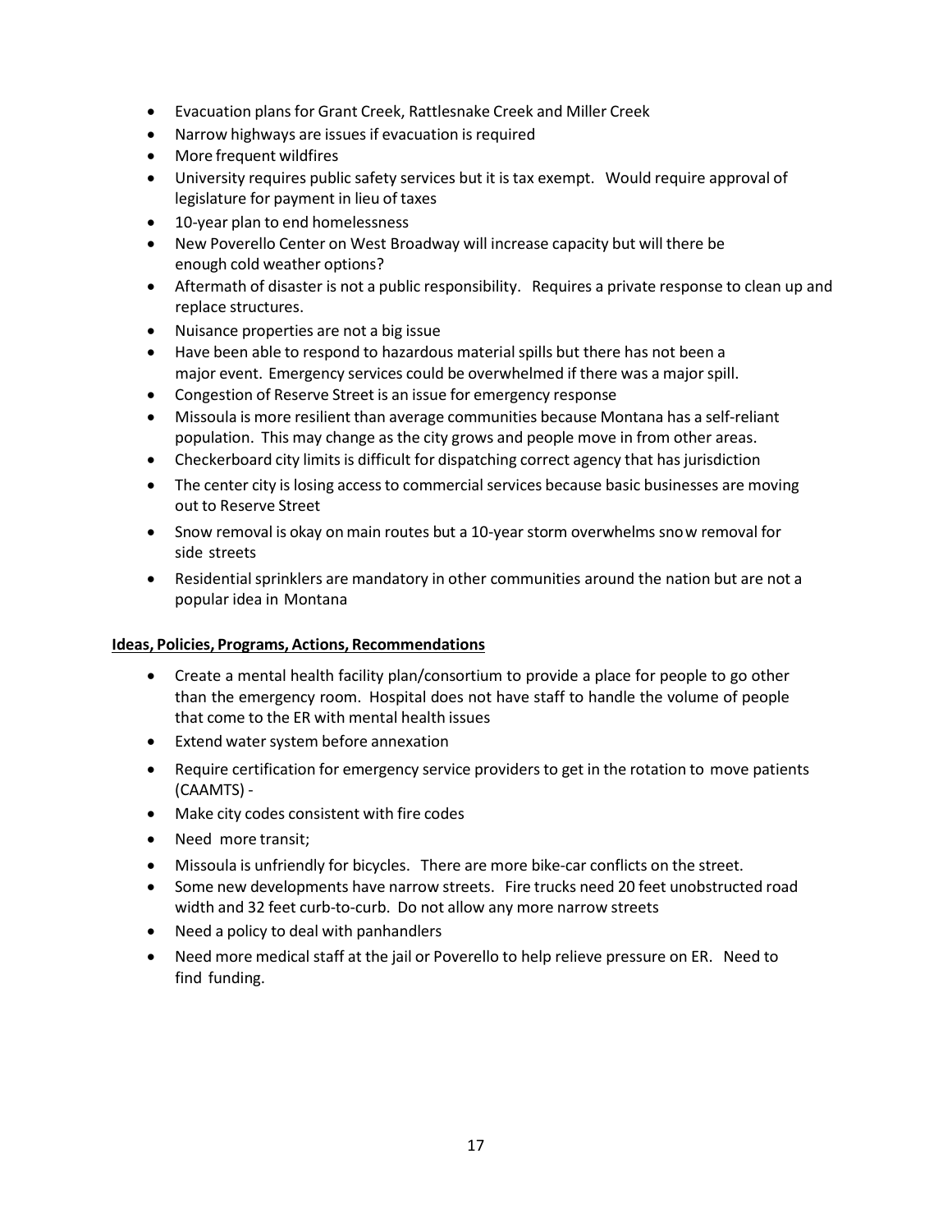- Evacuation plans for Grant Creek, Rattlesnake Creek and Miller Creek
- Narrow highways are issues if evacuation is required
- More frequent wildfires
- University requires public safety services but it is tax exempt. Would require approval of legislature for payment in lieu of taxes
- 10-year plan to end homelessness
- New Poverello Center on West Broadway will increase capacity but will there be enough cold weather options?
- Aftermath of disaster is not a public responsibility. Requires a private response to clean up and replace structures.
- Nuisance properties are not a big issue
- Have been able to respond to hazardous material spills but there has not been a major event. Emergency services could be overwhelmed if there was a major spill.
- Congestion of Reserve Street is an issue for emergency response
- Missoula is more resilient than average communities because Montana has a self-reliant population. This may change as the city grows and people move in from other areas.
- Checkerboard city limits is difficult for dispatching correct agency that has jurisdiction
- The center city is losing access to commercial services because basic businesses are moving out to Reserve Street
- Snow removal is okay on main routes but a 10-year storm overwhelms snow removal for side streets
- Residential sprinklers are mandatory in other communities around the nation but are not a popular idea in Montana

**Ideas, Policies, Programs, Actions, Recommendations**

- Create a mental health facility plan/consortium to provide a place for people to go other than the emergency room. Hospital does not have staff to handle the volume of people that come to the ER with mental health issues
- Extend water system before annexation
- Require certification for emergency service providers to get in the rotation to move patients (CAAMTS) -
- Make city codes consistent with fire codes
- Need more transit;
- Missoula is unfriendly for bicycles. There are more bike-car conflicts on the street.
- Some new developments have narrow streets. Fire trucks need 20 feet unobstructed road width and 32 feet curb-to-curb. Do not allow any more narrow streets
- Need a policy to deal with panhandlers
- Need more medical staff at the jail or Poverello to help relieve pressure on ER. Need to find funding.